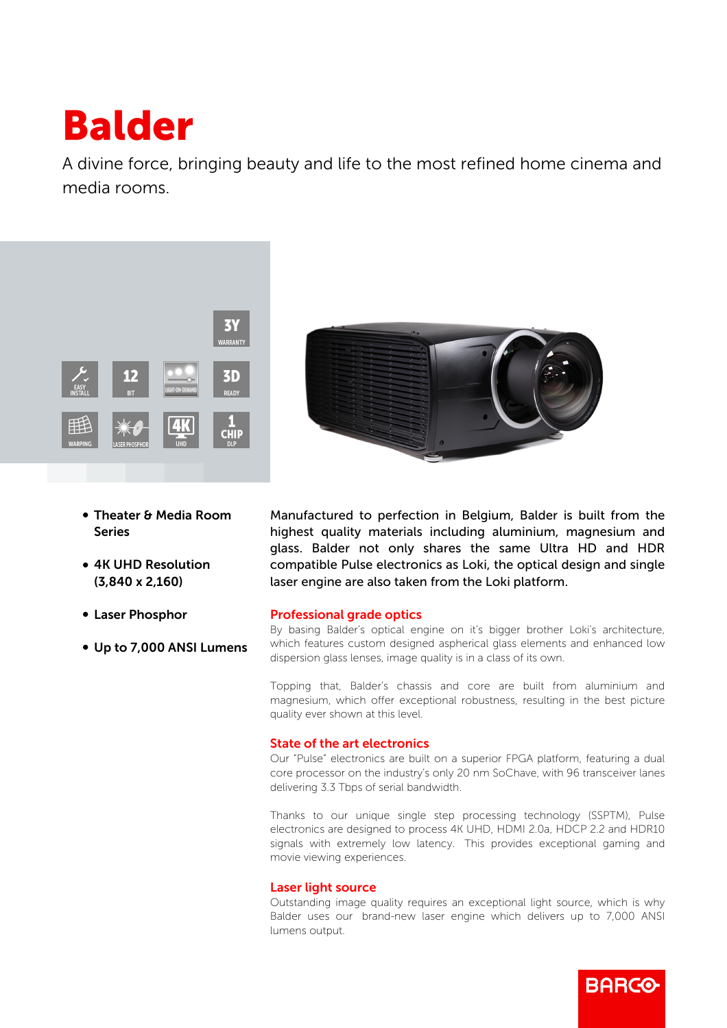# Balder

A divine force, bringing beauty and life to the most refined home cinema and media rooms.

- **Theater & Media Room Series**
- **4K UHD Resolution (3,840 x 2,160)**
- **Laser Phosphor**
- **Up to 7,000 ANSI Lumens**

Manufactured to perfection in Belgium, Balder is built from the highest quality materials including aluminium, magnesium and glass. Balder not only shares the same Ultra HD and HDR compatible Pulse electronics as Loki, the optical design and single laser engine are also taken from the Loki platform.

## Professional grade optics

By basing Balder's optical engine on it's bigger brother Loki's architecture, which features custom designed aspherical glass elements and enhanced low dispersion glass lenses, image quality is in a class of its own.

Topping that, Balder's chassis and core are built from aluminium and magnesium, which offer exceptional robustness, resulting in the best picture quality ever shown at this level.

## State of the art electronics

Our "Pulse" electronics are built on a superior FPGA platform, featuring a dual core processor on the industry's only 20 nm SoChave, with 96 transceiver lanes delivering 3.3 Tbps of serial bandwidth.

Thanks to our unique single step processing technology (SSPTM), Pulse electronics are designed to process 4K UHD, HDMI 2.0a, HDCP 2.2 and HDR10 signals with extremely low latency. This provides exceptional gaming and movie viewing experiences.

## Laser light source

Outstanding image quality requires an exceptional light source, which is why Balder uses our brand-new laser engine which delivers up to 7,000 ANSI lumens output.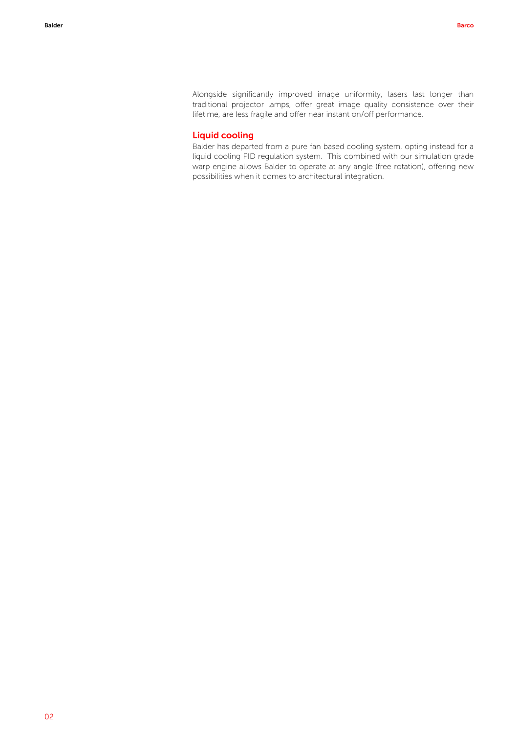Alongside significantly improved image uniformity, lasers last longer than traditional projector lamps, offer great image quality consistence over their lifetime, are less fragile and offer near instant on/off performance.

## Liquid cooling

Balder has departed from a pure fan based cooling system, opting instead for a liquid cooling PID regulation system. This combined with our simulation grade warp engine allows Balder to operate at any angle (free rotation), offering new possibilities when it comes to architectural integration.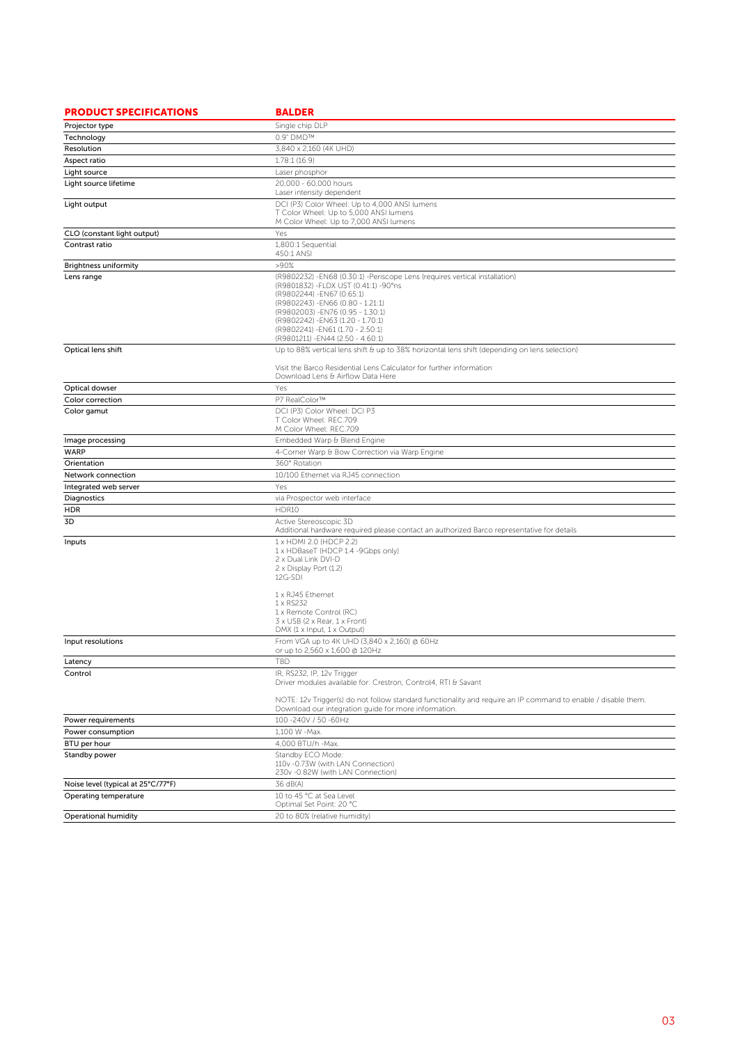| PRODUCT SPECIFICATIONS | BALDER |
|---|---|
| Projector type | Single chip DLP |
| Technology | 0.9" DMD™ |
| Resolution | 3,840 x 2,160 (4K UHD) |
| Aspect ratio | 1.78:1 (16:9) |
| Light source | Laser phosphor |
| Light source lifetime | 20,000 - 60,000 hours<br>Laser intensity dependent |
| Light output | DCI (P3) Color Wheel: Up to 4,000 ANSI lumens<br>T Color Wheel: Up to 5,000 ANSI lumens<br>M Color Wheel: Up to 7,000 ANSI lumens |
| CLO (constant light output) | Yes |
| Contrast ratio | 1,800:1 Sequential<br>450:1 ANSI |
| Brightness uniformity | >90% |
| Lens range | (R9802232) -EN68 (0.30:1) -Periscope Lens (requires vertical installation)<br>(R9801832) -FLDX UST (0.41:1) -90°ns<br>(R9802244) -EN67 (0.65:1)<br>(R9802243) -EN66 (0.80 - 1.21:1)<br>(R9802003) -EN76 (0.95 - 1.30:1)<br>(R9802242) -EN63 (1.20 - 1.70:1)<br>(R9802241) -EN61 (1.70 - 2.50:1)<br>(R9801211) -EN44 (2.50 - 4.60:1) |
| Optical lens shift | Up to 88% vertical lens shift & up to 38% horizontal lens shift (depending on lens selection)<br><br>Visit the Barco Residential Lens Calculator for further information<br>Download Lens & Airflow Data Here |
| Optical dowser | Yes |
| Color correction | P7 RealColor™ |
| Color gamut | DCI (P3) Color Wheel: DCI P3<br>T Color Wheel: REC.709<br>M Color Wheel: REC.709 |
| Image processing | Embedded Warp & Blend Engine |
| WARP | 4-Corner Warp & Bow Correction via Warp Engine |
| Orientation | 360° Rotation |
| Network connection | 10/100 Ethernet via RJ45 connection |
| Integrated web server | Yes |
| Diagnostics | via Prospector web interface |
| HDR | HDR10 |
| 3D | Active Stereoscopic 3D<br>Additional hardware required please contact an authorized Barco representative for details |
| Inputs | 1 x HDMI 2.0 (HDCP 2.2)<br>1 x HDBaseT (HDCP 1.4 -9Gbps only)<br>2 x Dual Link DVI-D<br>2 x Display Port (1.2)<br>12G-SDI<br><br>1 x RJ45 Ethernet<br>1 x RS232<br>1 x Remote Control (RC)<br>3 x USB (2 x Rear, 1 x Front)<br>DMX (1 x Input, 1 x Output) |
| Input resolutions | From VGA up to 4K UHD (3,840 x 2,160) @ 60Hz<br>or up to 2,560 x 1,600 @ 120Hz |
| Latency | TBD |
| Control | IR, RS232, IP, 12v Trigger<br>Driver modules available for: Crestron, Control4, RTI & Savant<br><br>NOTE: 12v Trigger(s) do not follow standard functionality and require an IP command to enable / disable them.<br>Download our integration guide for more information. |
| Power requirements | 100 -240V / 50 -60Hz |
| Power consumption | 1,100 W -Max. |
| BTU per hour | 4,000 BTU/h -Max. |
| Standby power | Standby ECO Mode:<br>110v -0.73W (with LAN Connection)<br>230v -0.82W (with LAN Connection) |
| Noise level (typical at 25°C/77°F) | 36 dB(A) |
| Operating temperature | 10 to 45 °C at Sea Level<br>Optimal Set Point: 20 °C |
| Operational humidity | 20 to 80% (relative humidity) |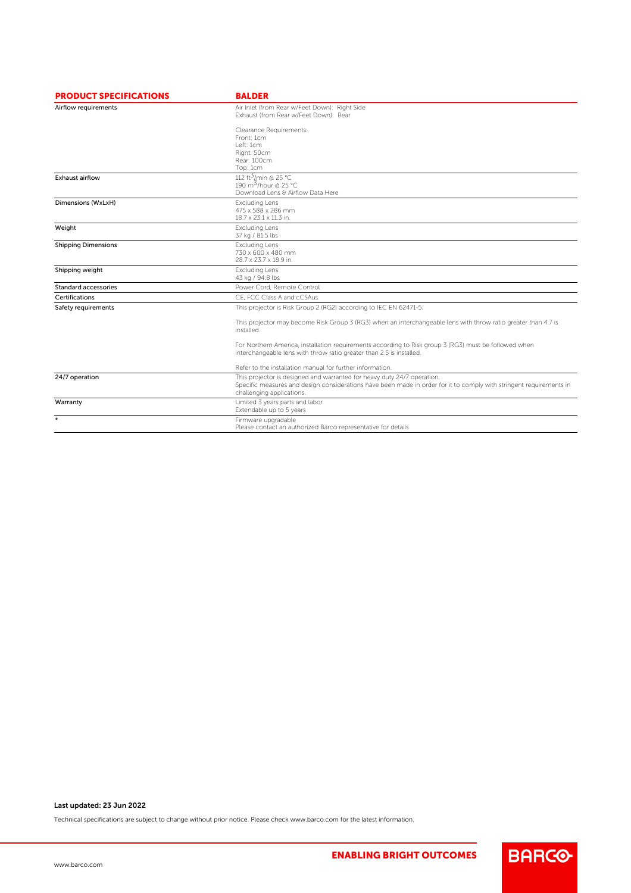| PRODUCT SPECIFICATIONS | BALDER |
|---|---|
| Airflow requirements | Air Inlet (from Rear w/Feet Down): Right Side<br>Exhaust (from Rear w/Feet Down): Rear<br><br>Clearance Requirements:<br>Front: 1cm<br>Left: 1cm<br>Right: 50cm<br>Rear: 100cm<br>Top: 1cm |
| Exhaust airflow | 112 $ft^3$/min @ 25 °C<br>190 $m^3$/hour @ 25 °C<br>Download Lens & Airflow Data Here |
| Dimensions (WxLxH) | Excluding Lens<br>475 x 588 x 286 mm<br>18.7 x 23.1 x 11.3 in. |
| Weight | Excluding Lens<br>37 kg / 81.5 lbs |
| Shipping Dimensions | Excluding Lens<br>730 x 600 x 480 mm<br>28.7 x 23.7 x 18.9 in. |
| Shipping weight | Excluding Lens<br>43 kg / 94.8 lbs |
| Standard accessories | Power Cord, Remote Control |
| Certifications | CE, FCC Class A and cCSAus |
| Safety requirements | This projector is Risk Group 2 (RG2) according to IEC EN 62471-5.<br><br>This projector may become Risk Group 3 (RG3) when an interchangeable lens with throw ratio greater than 4.7 is installed.<br><br>For Northern America, installation requirements according to Risk group 3 (RG3) must be followed when interchangeable lens with throw ratio greater than 2.5 is installed.<br><br>Refer to the installation manual for further information. |
| 24/7 operation | This projector is designed and warranted for heavy duty 24/7 operation.<br>Specific measures and design considerations have been made in order for it to comply with stringent requirements in challenging applications. |
| Warranty | Limited 3 years parts and labor<br>Extendable up to 5 years |
| * | Firmware upgradable<br>Please contact an authorized Barco representative for details |

**Last updated: 23 Jun 2022**

Technical specifications are subject to change without prior notice. Please check www.barco.com for the latest information.

www.barco.com

**ENABLING BRIGHT OUTCOMES**

BARCO